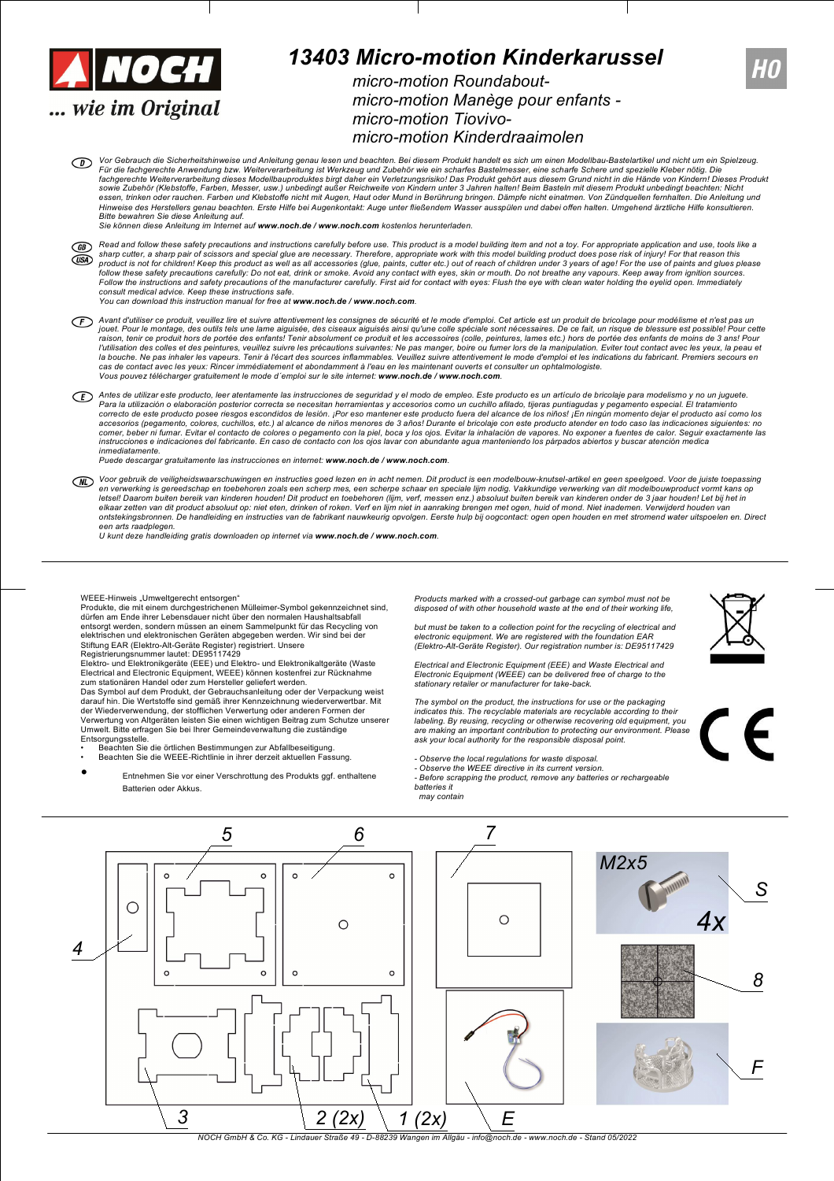NOCH

... wie im Original

# 13403 Micro-motion Kinderkarussel

micro-motion Roundabout-
micro-motion Manège pour enfants -
micro-motion Tiovivo-
micro-motion Kinderdraaimolen

H0

(D) *Vor Gebrauch die Sicherheitshinweise und Anleitung genau lesen und beachten. Bei diesem Produkt handelt es sich um einen Modellbau-Bastelartikel und nicht um ein Spielzeug. Für die fachgerechte Anwendung bzw. Weiterverarbeitung ist Werkzeug und Zubehör wie ein scharfes Bastelmesser, eine scharfe Schere und spezielle Kleber nötig. Die fachgerechte Weiterverarbeitung dieses Modellbauproduktes birgt daher ein Verletzungsrisiko! Das Produkt gehört aus diesem Grund nicht in die Hände von Kindern! Dieses Produkt sowie Zubehör (Klebstoffe, Farben, Messer, usw.) unbedingt außer Reichweite von Kindern unter 3 Jahren halten! Beim Basteln mit diesem Produkt unbedingt beachten: Nicht essen, trinken oder rauchen. Farben und Klebstoffe nicht mit Augen, Haut oder Mund in Berührung bringen. Dämpfe nicht einatmen. Von Zündquellen fernhalten. Die Anleitung und Hinweise des Herstellers genau beachten. Erste Hilfe bei Augenkontakt: Auge unter fließendem Wasser ausspülen und dabei offen halten. Umgehend ärztliche Hilfe konsultieren. Bitte bewahren Sie diese Anleitung auf.*
*Sie können diese Anleitung im Internet auf* ***www.noch.de / www.noch.com*** *kostenlos herunterladen.*

(GB) (USA) *Read and follow these safety precautions and instructions carefully before use. This product is a model building item and not a toy. For appropriate application and use, tools like a sharp cutter, a sharp pair of scissors and special glue are necessary. Therefore, appropriate work with this model building product does pose risk of injury! For that reason this product is not for children! Keep this product as well as all accessories (glue, paints, cutter etc.) out of reach of children under 3 years of age! For the use of paints and glues please follow these safety precautions carefully: Do not eat, drink or smoke. Avoid any contact with eyes, skin or mouth. Do not breathe any vapours. Keep away from ignition sources. Follow the instructions and safety precautions of the manufacturer carefully. First aid for contact with eyes: Flush the eye with clean water holding the eyelid open. Immediately consult medical advice. Keep these instructions safe.*
*You can download this instruction manual for free at* ***www.noch.de / www.noch.com****.*

(F) *Avant d'utiliser ce produit, veuillez lire et suivre attentivement les consignes de sécurité et le mode d'emploi. Cet article est un produit de bricolage pour modélisme et n'est pas un jouet. Pour le montage, des outils tels une lame aiguisée, des ciseaux aiguisés ainsi qu'une colle spéciale sont nécessaires. De ce fait, un risque de blessure est possible! Pour cette raison, tenir ce produit hors de portée des enfants! Tenir absolument ce produit et les accessoires (colle, peintures, lames etc.) hors de portée des enfants de moins de 3 ans! Pour l'utilisation des colles et des peintures, veuillez suivre les précautions suivantes: Ne pas manger, boire ou fumer lors de la manipulation. Eviter tout contact avec les yeux, la peau et la bouche. Ne pas inhaler les vapeurs. Tenir à l'écart des sources inflammables. Veuillez suivre attentivement le mode d'emploi et les indications du fabricant. Premiers secours en cas de contact avec les yeux: Rincer immédiatement et abondamment à l'eau en les maintenant ouverts et consulter un ophtalmologiste.*
*Vous pouvez télécharger gratuitement le mode d´emploi sur le site internet:* ***www.noch.de / www.noch.com****.*

(E) *Antes de utilizar este producto, leer atentamente las instrucciones de seguridad y el modo de empleo. Este producto es un artículo de bricolaje para modelismo y no un juguete. Para la utilización o elaboración posterior correcta se necesitan herramientas y accesorios como un cuchillo afilado, tijeras puntiagudas y pegamento especial. El tratamiento correcto de este producto posee riesgos escondidos de lesión. ¡Por eso mantener este producto fuera del alcance de los niños! ¡En ningún momento dejar el producto así como los accesorios (pegamento, colores, cuchillos, etc.) al alcance de niños menores de 3 años! Durante el bricolaje con este producto atender en todo caso las indicaciones siguientes: no comer, beber ni fumar. Evitar el contacto de colores o pegamento con la piel, boca y los ojos. Evitar la inhalación de vapores. No exponer a fuentes de calor. Seguir exactamente las instrucciones e indicaciones del fabricante. En caso de contacto con los ojos lavar con abundante agua manteniendo los párpados abiertos y buscar atención medica inmediatamente.*
*Puede descargar gratuitamente las instrucciones en internet:* ***www.noch.de / www.noch.com****.*

(NL) *Voor gebruik de veiligheidswaarschuwingen en instructies goed lezen en in acht nemen. Dit product is een modelbouw-knutsel-artikel en geen speelgoed. Voor de juiste toepassing en verwerking is gereedschap en toebehoren zoals een scherp mes, een scherpe schaar en speciale lijm nodig. Vakkundige verwerking van dit modelbouwproduct vormt kans op letsel! Daarom buiten bereik van kinderen houden! Dit product en toebehoren (lijm, verf, messen enz.) absoluut buiten bereik van kinderen onder de 3 jaar houden! Let bij het in elkaar zetten van dit product absoluut op: niet eten, drinken of roken. Verf en lijm niet in aanraking brengen met ogen, huid of mond. Niet inademen. Verwijderd houden van ontstekingsbronnen. De handleiding en instructies van de fabrikant nauwkeurig opvolgen. Eerste hulp bij oogcontact: ogen open houden en met stromend water uitspoelen en. Direct een arts raadplegen.*
*U kunt deze handleiding gratis downloaden op internet via* ***www.noch.de / www.noch.com****.*

---

WEEE-Hinweis „Umweltgerecht entsorgen"
Produkte, die mit einem durchgestrichenen Mülleimer-Symbol gekennzeichnet sind, dürfen am Ende ihrer Lebensdauer nicht über den normalen Haushaltsabfall entsorgt werden, sondern müssen an einem Sammelpunkt für das Recycling von elektrischen und elektronischen Geräten abgegeben werden. Wir sind bei der Stiftung EAR (Elektro-Alt-Geräte Register) registriert. Unsere Registrierungsnummer lautet: DE95117429
Elektro- und Elektronikgeräte (EEE) und Elektro- und Elektronikaltgeräte (Waste Electrical and Electronic Equipment, WEEE) können kostenfrei zur Rücknahme zum stationären Handel oder zum Hersteller geliefert werden.
Das Symbol auf dem Produkt, der Gebrauchsanleitung oder der Verpackung weist darauf hin. Die Wertstoffe sind gemäß ihrer Kennzeichnung wiederverwertbar. Mit der Wiederverwendung, der stofflichen Verwertung oder anderen Formen der Verwertung von Altgeräten leisten Sie einen wichtigen Beitrag zum Schutze unserer Umwelt. Bitte erfragen Sie bei Ihrer Gemeindeverwaltung die zuständige Entsorgungsstelle.

- Beachten Sie die örtlichen Bestimmungen zur Abfallbeseitigung.
- Beachten Sie die WEEE-Richtlinie in ihrer derzeit aktuellen Fassung.
- Entnehmen Sie vor einer Verschrottung des Produkts ggf. enthaltene Batterien oder Akkus.

*Products marked with a crossed-out garbage can symbol must not be disposed of with other household waste at the end of their working life,*

*but must be taken to a collection point for the recycling of electrical and electronic equipment. We are registered with the foundation EAR (Elektro-Alt-Geräte Register). Our registration number is: DE95117429*

*Electrical and Electronic Equipment (EEE) and Waste Electrical and Electronic Equipment (WEEE) can be delivered free of charge to the stationary retailer or manufacturer for take-back.*

*The symbol on the product, the instructions for use or the packaging indicates this. The recyclable materials are recyclable according to their labeling. By reusing, recycling or otherwise recovering old equipment, you are making an important contribution to protecting our environment. Please ask your local authority for the responsible disposal point.*

*- Observe the local regulations for waste disposal.*
*- Observe the WEEE directive in its current version.*
*- Before scrapping the product, remove any batteries or rechargeable batteries it may contain*

CE

---

5 6 7 4 3 2 (2x) 1 (2x) E M2x5 4x S 8 F

NOCH GmbH & Co. KG - Lindauer Straße 49 - D-88239 Wangen im Allgäu - info@noch.de - www.noch.de - Stand 05/2022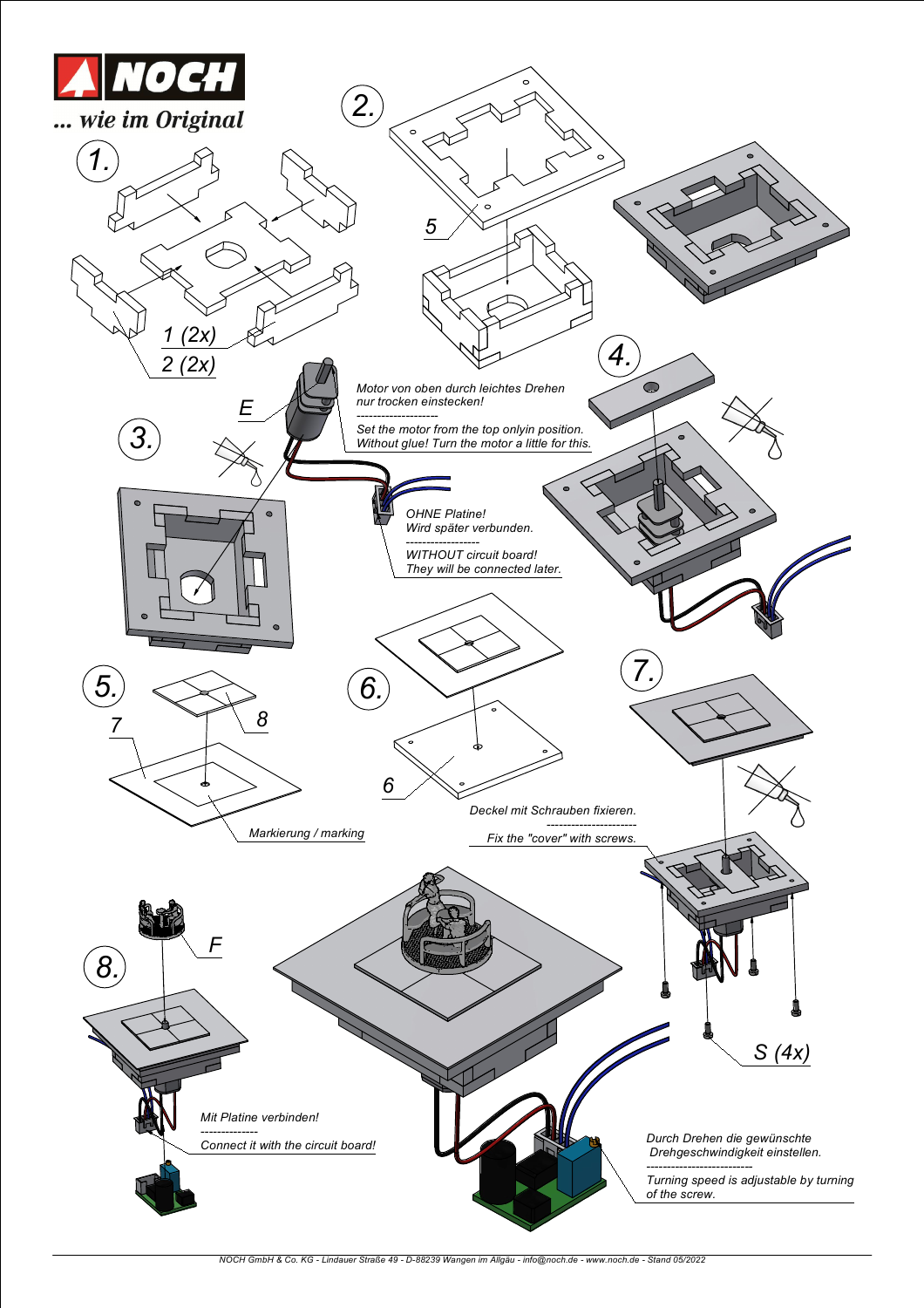NOCH

... wie im Original

1.

1 (2x)

2 (2x)

2.

5

3.

E

*Motor von oben durch leichtes Drehen nur trocken einstecken!*

*Set the motor from the top onlyin position. Without glue! Turn the motor a little for this.*

*OHNE Platine! Wird später verbunden.*

*WITHOUT circuit board! They will be connected later.*

4.

5.

7

8

*Markierung / marking*

6.

6

*Deckel mit Schrauben fixieren.*

*Fix the "cover" with screws.*

7.

S (4x)

8.

F

*Mit Platine verbinden!*

*Connect it with the circuit board!*

*Durch Drehen die gewünschte Drehgeschwindigkeit einstellen.*

*Turning speed is adjustable by turning of the screw.*

NOCH GmbH & Co. KG - Lindauer Straße 49 - D-88239 Wangen im Allgäu - info@noch.de - www.noch.de - Stand 05/2022